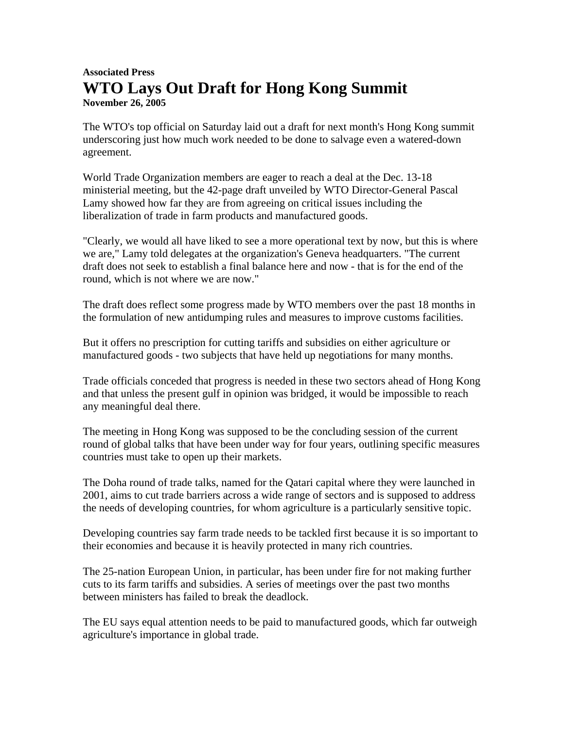**Associated Press**

# WTO Lays Out Draft for Hong Kong Summit

**November 26, 2005**

The WTO's top official on Saturday laid out a draft for next month's Hong Kong summit underscoring just how much work needed to be done to salvage even a watered-down agreement.

World Trade Organization members are eager to reach a deal at the Dec. 13-18 ministerial meeting, but the 42-page draft unveiled by WTO Director-General Pascal Lamy showed how far they are from agreeing on critical issues including the liberalization of trade in farm products and manufactured goods.

"Clearly, we would all have liked to see a more operational text by now, but this is where we are," Lamy told delegates at the organization's Geneva headquarters. "The current draft does not seek to establish a final balance here and now - that is for the end of the round, which is not where we are now."

The draft does reflect some progress made by WTO members over the past 18 months in the formulation of new antidumping rules and measures to improve customs facilities.

But it offers no prescription for cutting tariffs and subsidies on either agriculture or manufactured goods - two subjects that have held up negotiations for many months.

Trade officials conceded that progress is needed in these two sectors ahead of Hong Kong and that unless the present gulf in opinion was bridged, it would be impossible to reach any meaningful deal there.

The meeting in Hong Kong was supposed to be the concluding session of the current round of global talks that have been under way for four years, outlining specific measures countries must take to open up their markets.

The Doha round of trade talks, named for the Qatari capital where they were launched in 2001, aims to cut trade barriers across a wide range of sectors and is supposed to address the needs of developing countries, for whom agriculture is a particularly sensitive topic.

Developing countries say farm trade needs to be tackled first because it is so important to their economies and because it is heavily protected in many rich countries.

The 25-nation European Union, in particular, has been under fire for not making further cuts to its farm tariffs and subsidies. A series of meetings over the past two months between ministers has failed to break the deadlock.

The EU says equal attention needs to be paid to manufactured goods, which far outweigh agriculture's importance in global trade.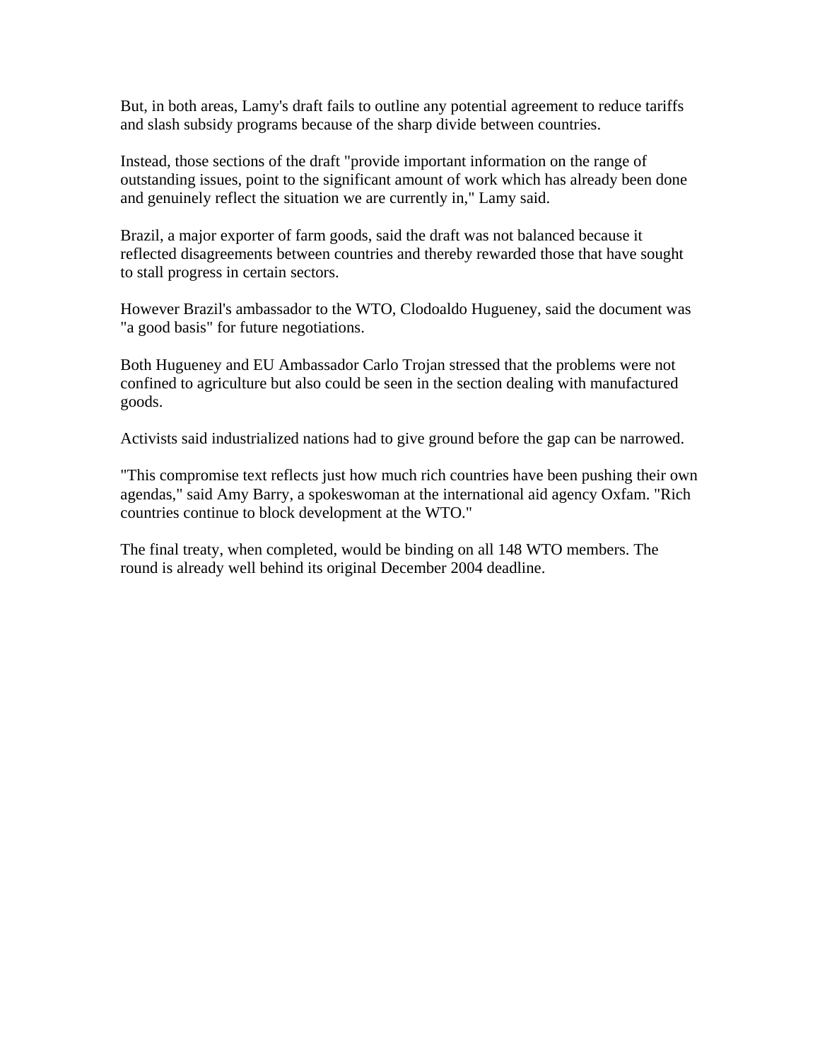But, in both areas, Lamy's draft fails to outline any potential agreement to reduce tariffs and slash subsidy programs because of the sharp divide between countries.

Instead, those sections of the draft "provide important information on the range of outstanding issues, point to the significant amount of work which has already been done and genuinely reflect the situation we are currently in," Lamy said.

Brazil, a major exporter of farm goods, said the draft was not balanced because it reflected disagreements between countries and thereby rewarded those that have sought to stall progress in certain sectors.

However Brazil's ambassador to the WTO, Clodoaldo Hugueney, said the document was "a good basis" for future negotiations.

Both Hugueney and EU Ambassador Carlo Trojan stressed that the problems were not confined to agriculture but also could be seen in the section dealing with manufactured goods.

Activists said industrialized nations had to give ground before the gap can be narrowed.

"This compromise text reflects just how much rich countries have been pushing their own agendas," said Amy Barry, a spokeswoman at the international aid agency Oxfam. "Rich countries continue to block development at the WTO."

The final treaty, when completed, would be binding on all 148 WTO members. The round is already well behind its original December 2004 deadline.